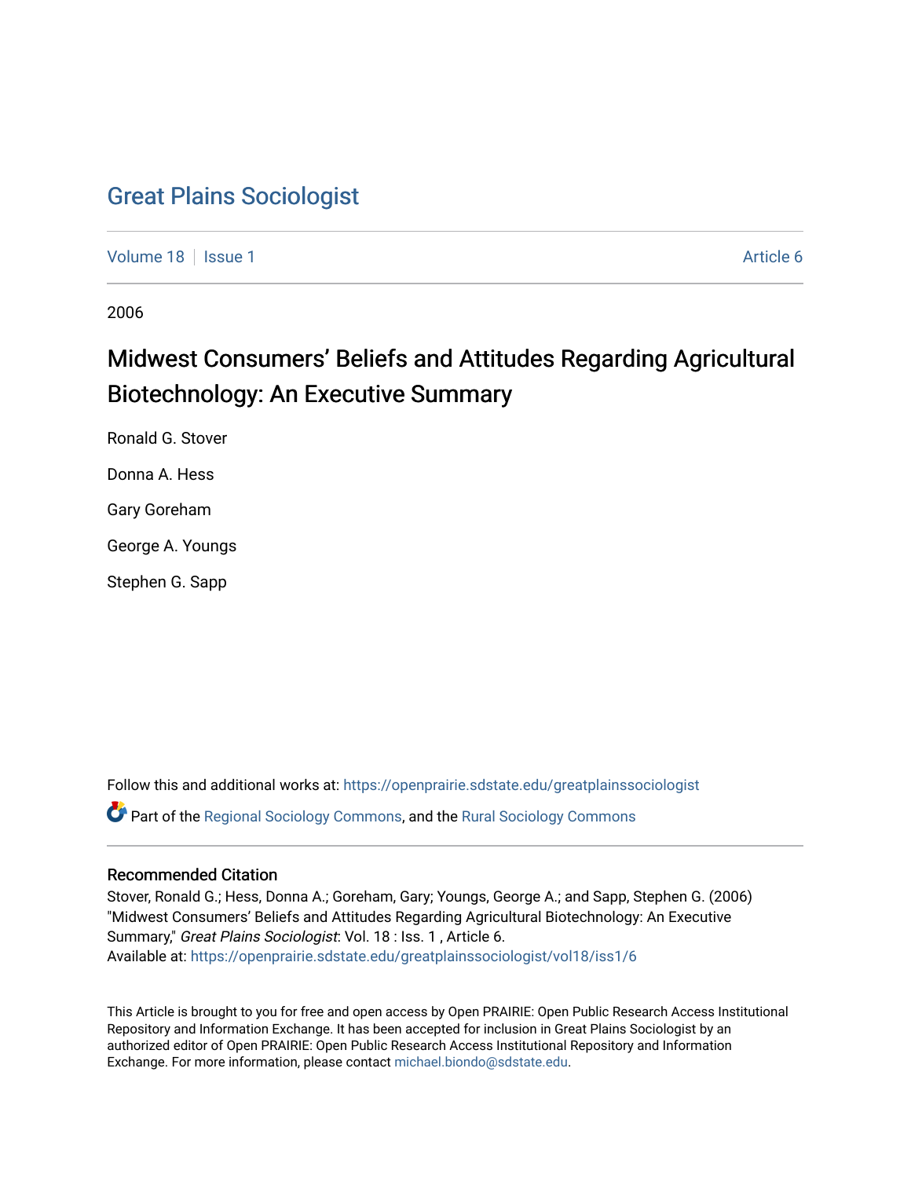# Great Plains Sociologist

Volume 18 | Issue 1 Article 6

2006

## Midwest Consumers' Beliefs and Attitudes Regarding Agricultural Biotechnology: An Executive Summary

Ronald G. Stover

Donna A. Hess

Gary Goreham

George A. Youngs

Stephen G. Sapp

Follow this and additional works at: https://openprairie.sdstate.edu/greatplainssociologist

Part of the Regional Sociology Commons, and the Rural Sociology Commons

### Recommended Citation

Stover, Ronald G.; Hess, Donna A.; Goreham, Gary; Youngs, George A.; and Sapp, Stephen G. (2006) "Midwest Consumers' Beliefs and Attitudes Regarding Agricultural Biotechnology: An Executive Summary," *Great Plains Sociologist*: Vol. 18 : Iss. 1 , Article 6.
Available at: https://openprairie.sdstate.edu/greatplainssociologist/vol18/iss1/6

This Article is brought to you for free and open access by Open PRAIRIE: Open Public Research Access Institutional Repository and Information Exchange. It has been accepted for inclusion in Great Plains Sociologist by an authorized editor of Open PRAIRIE: Open Public Research Access Institutional Repository and Information Exchange. For more information, please contact michael.biondo@sdstate.edu.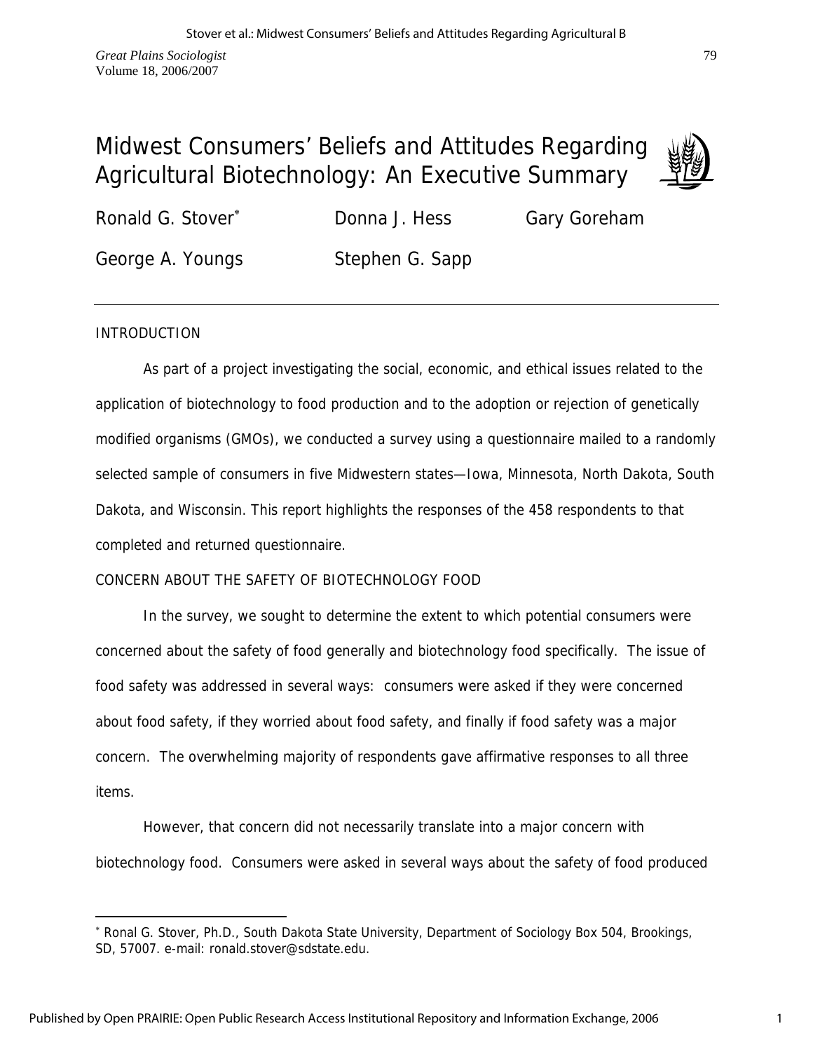# Midwest Consumers' Beliefs and Attitudes Regarding Agricultural Biotechnology: An Executive Summary

Ronald G. Stover[*] Donna J. Hess Gary Goreham

George A. Youngs Stephen G. Sapp

## INTRODUCTION

As part of a project investigating the social, economic, and ethical issues related to the application of biotechnology to food production and to the adoption or rejection of genetically modified organisms (GMOs), we conducted a survey using a questionnaire mailed to a randomly selected sample of consumers in five Midwestern states—Iowa, Minnesota, North Dakota, South Dakota, and Wisconsin. This report highlights the responses of the 458 respondents to that completed and returned questionnaire.

## CONCERN ABOUT THE SAFETY OF BIOTECHNOLOGY FOOD

In the survey, we sought to determine the extent to which potential consumers were concerned about the safety of food generally and biotechnology food specifically. The issue of food safety was addressed in several ways: consumers were asked if they were concerned about food safety, if they worried about food safety, and finally if food safety was a major concern. The overwhelming majority of respondents gave affirmative responses to all three items.

However, that concern did not necessarily translate into a major concern with biotechnology food. Consumers were asked in several ways about the safety of food produced

---

[*] Ronal G. Stover, Ph.D., South Dakota State University, Department of Sociology Box 504, Brookings, SD, 57007. e-mail: ronald.stover@sdstate.edu.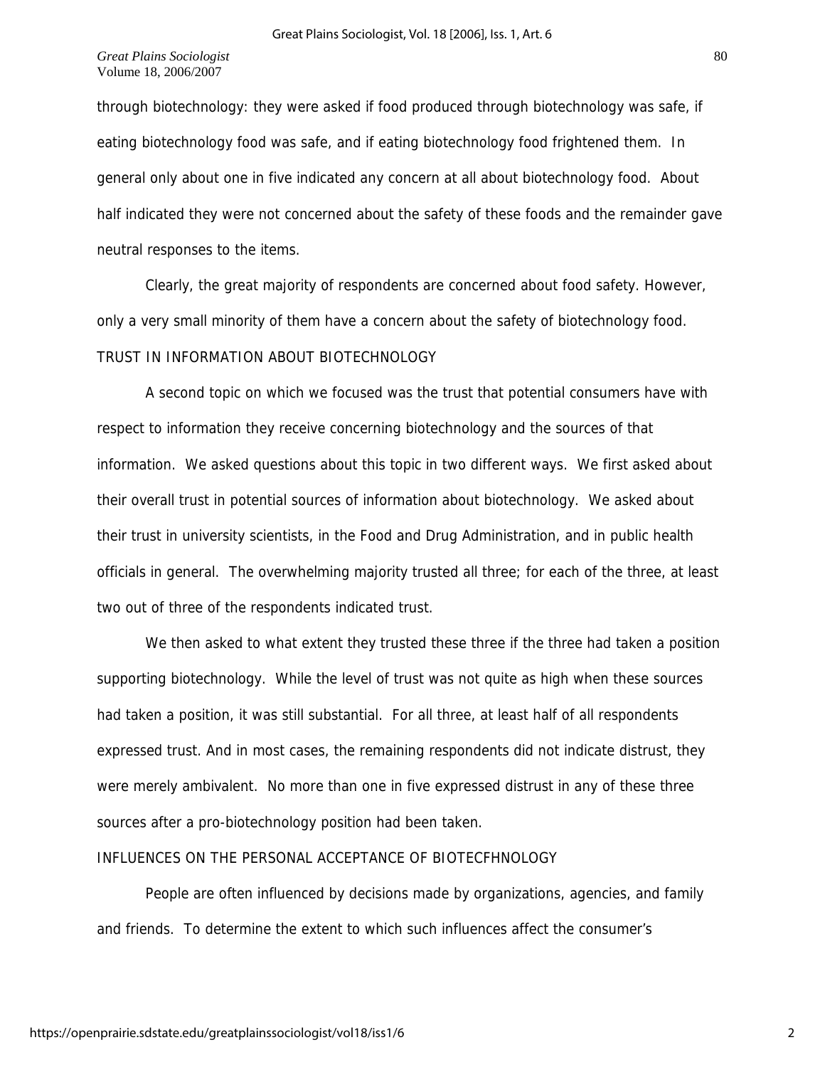through biotechnology: they were asked if food produced through biotechnology was safe, if eating biotechnology food was safe, and if eating biotechnology food frightened them. In general only about one in five indicated any concern at all about biotechnology food. About half indicated they were not concerned about the safety of these foods and the remainder gave neutral responses to the items.

Clearly, the great majority of respondents are concerned about food safety. However, only a very small minority of them have a concern about the safety of biotechnology food.

## TRUST IN INFORMATION ABOUT BIOTECHNOLOGY

A second topic on which we focused was the trust that potential consumers have with respect to information they receive concerning biotechnology and the sources of that information. We asked questions about this topic in two different ways. We first asked about their overall trust in potential sources of information about biotechnology. We asked about their trust in university scientists, in the Food and Drug Administration, and in public health officials in general. The overwhelming majority trusted all three; for each of the three, at least two out of three of the respondents indicated trust.

We then asked to what extent they trusted these three if the three had taken a position supporting biotechnology. While the level of trust was not quite as high when these sources had taken a position, it was still substantial. For all three, at least half of all respondents expressed trust. And in most cases, the remaining respondents did not indicate distrust, they were merely ambivalent. No more than one in five expressed distrust in any of these three sources after a pro-biotechnology position had been taken.

## INFLUENCES ON THE PERSONAL ACCEPTANCE OF BIOTECFHNOLOGY

People are often influenced by decisions made by organizations, agencies, and family and friends. To determine the extent to which such influences affect the consumer's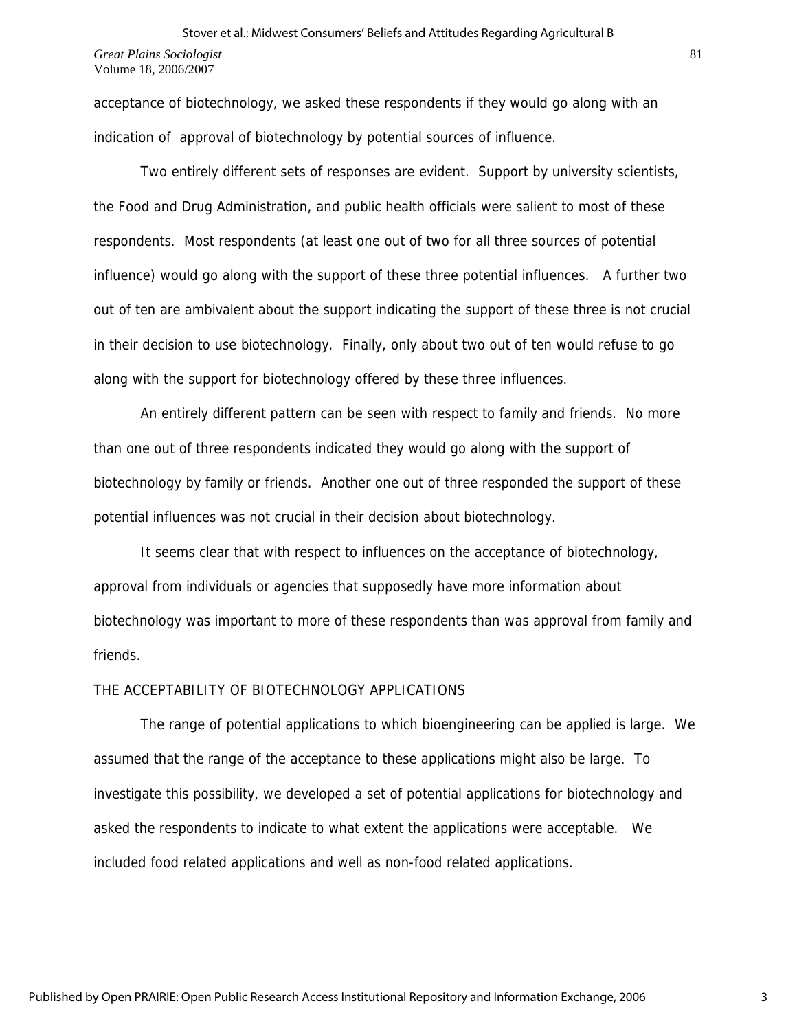acceptance of biotechnology, we asked these respondents if they would go along with an indication of approval of biotechnology by potential sources of influence.

Two entirely different sets of responses are evident. Support by university scientists, the Food and Drug Administration, and public health officials were salient to most of these respondents. Most respondents (at least one out of two for all three sources of potential influence) would go along with the support of these three potential influences. A further two out of ten are ambivalent about the support indicating the support of these three is not crucial in their decision to use biotechnology. Finally, only about two out of ten would refuse to go along with the support for biotechnology offered by these three influences.

An entirely different pattern can be seen with respect to family and friends. No more than one out of three respondents indicated they would go along with the support of biotechnology by family or friends. Another one out of three responded the support of these potential influences was not crucial in their decision about biotechnology.

It seems clear that with respect to influences on the acceptance of biotechnology, approval from individuals or agencies that supposedly have more information about biotechnology was important to more of these respondents than was approval from family and friends.

## THE ACCEPTABILITY OF BIOTECHNOLOGY APPLICATIONS

The range of potential applications to which bioengineering can be applied is large. We assumed that the range of the acceptance to these applications might also be large. To investigate this possibility, we developed a set of potential applications for biotechnology and asked the respondents to indicate to what extent the applications were acceptable. We included food related applications and well as non-food related applications.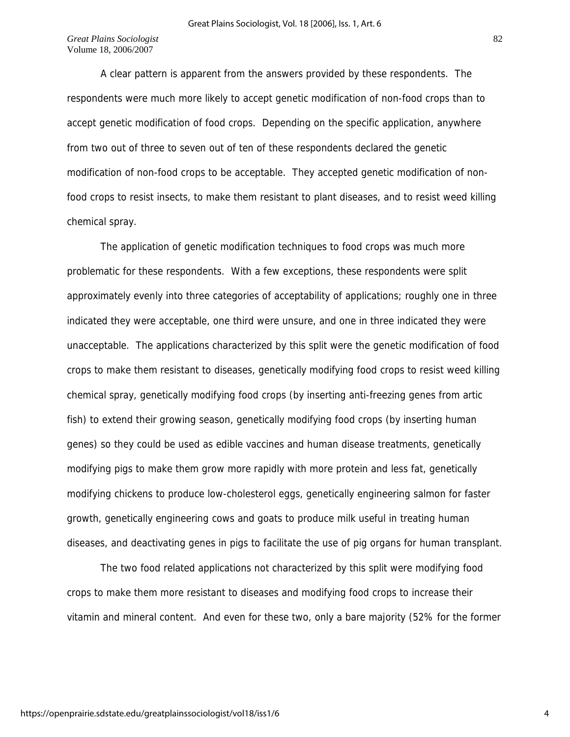A clear pattern is apparent from the answers provided by these respondents. The respondents were much more likely to accept genetic modification of non-food crops than to accept genetic modification of food crops. Depending on the specific application, anywhere from two out of three to seven out of ten of these respondents declared the genetic modification of non-food crops to be acceptable. They accepted genetic modification of non-food crops to resist insects, to make them resistant to plant diseases, and to resist weed killing chemical spray.

The application of genetic modification techniques to food crops was much more problematic for these respondents. With a few exceptions, these respondents were split approximately evenly into three categories of acceptability of applications; roughly one in three indicated they were acceptable, one third were unsure, and one in three indicated they were unacceptable. The applications characterized by this split were the genetic modification of food crops to make them resistant to diseases, genetically modifying food crops to resist weed killing chemical spray, genetically modifying food crops (by inserting anti-freezing genes from artic fish) to extend their growing season, genetically modifying food crops (by inserting human genes) so they could be used as edible vaccines and human disease treatments, genetically modifying pigs to make them grow more rapidly with more protein and less fat, genetically modifying chickens to produce low-cholesterol eggs, genetically engineering salmon for faster growth, genetically engineering cows and goats to produce milk useful in treating human diseases, and deactivating genes in pigs to facilitate the use of pig organs for human transplant.

The two food related applications not characterized by this split were modifying food crops to make them more resistant to diseases and modifying food crops to increase their vitamin and mineral content. And even for these two, only a bare majority (52% for the former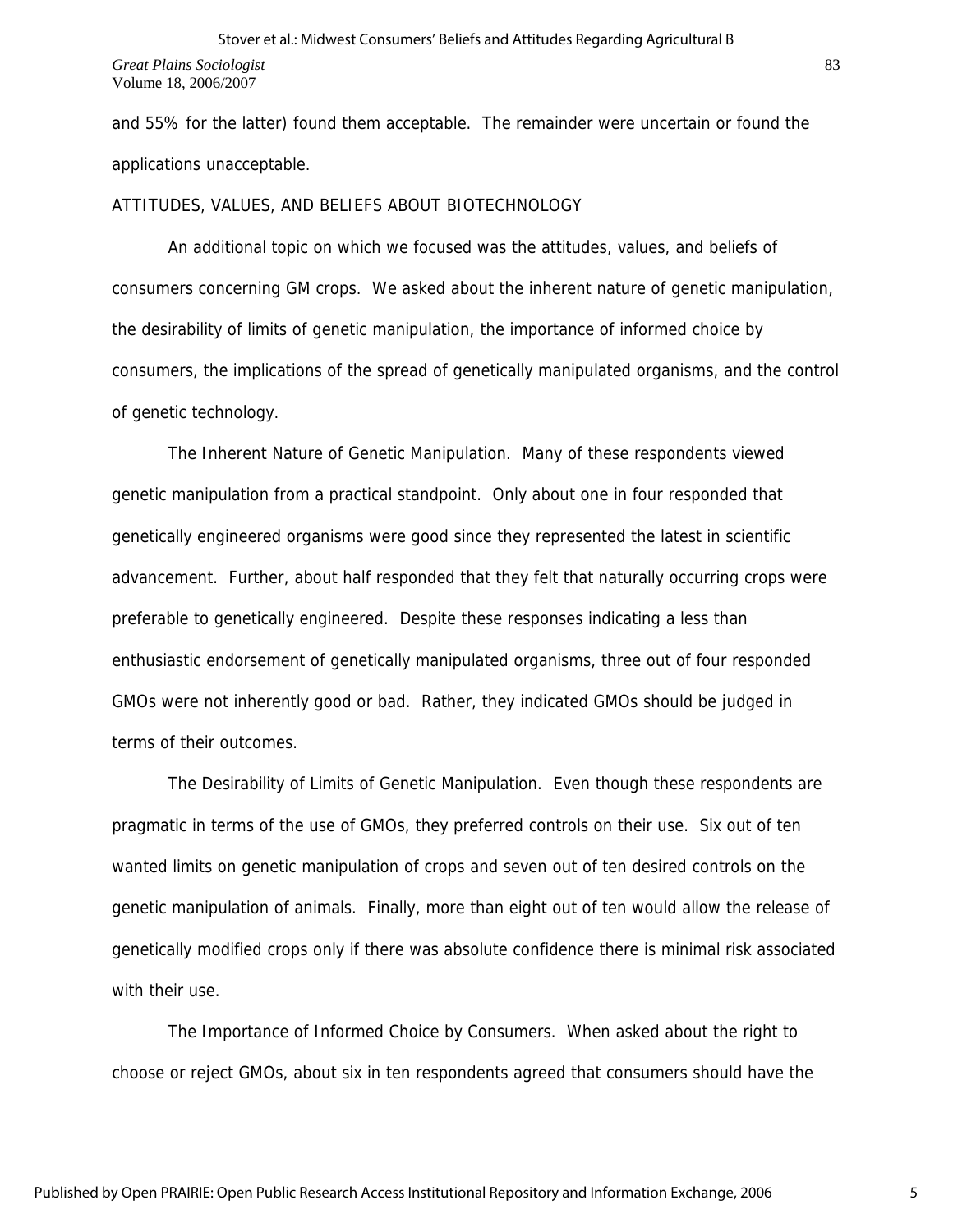and 55% for the latter) found them acceptable. The remainder were uncertain or found the applications unacceptable.

## ATTITUDES, VALUES, AND BELIEFS ABOUT BIOTECHNOLOGY

An additional topic on which we focused was the attitudes, values, and beliefs of consumers concerning GM crops. We asked about the inherent nature of genetic manipulation, the desirability of limits of genetic manipulation, the importance of informed choice by consumers, the implications of the spread of genetically manipulated organisms, and the control of genetic technology.

The Inherent Nature of Genetic Manipulation. Many of these respondents viewed genetic manipulation from a practical standpoint. Only about one in four responded that genetically engineered organisms were good since they represented the latest in scientific advancement. Further, about half responded that they felt that naturally occurring crops were preferable to genetically engineered. Despite these responses indicating a less than enthusiastic endorsement of genetically manipulated organisms, three out of four responded GMOs were not inherently good or bad. Rather, they indicated GMOs should be judged in terms of their outcomes.

The Desirability of Limits of Genetic Manipulation. Even though these respondents are pragmatic in terms of the use of GMOs, they preferred controls on their use. Six out of ten wanted limits on genetic manipulation of crops and seven out of ten desired controls on the genetic manipulation of animals. Finally, more than eight out of ten would allow the release of genetically modified crops only if there was absolute confidence there is minimal risk associated with their use.

The Importance of Informed Choice by Consumers. When asked about the right to choose or reject GMOs, about six in ten respondents agreed that consumers should have the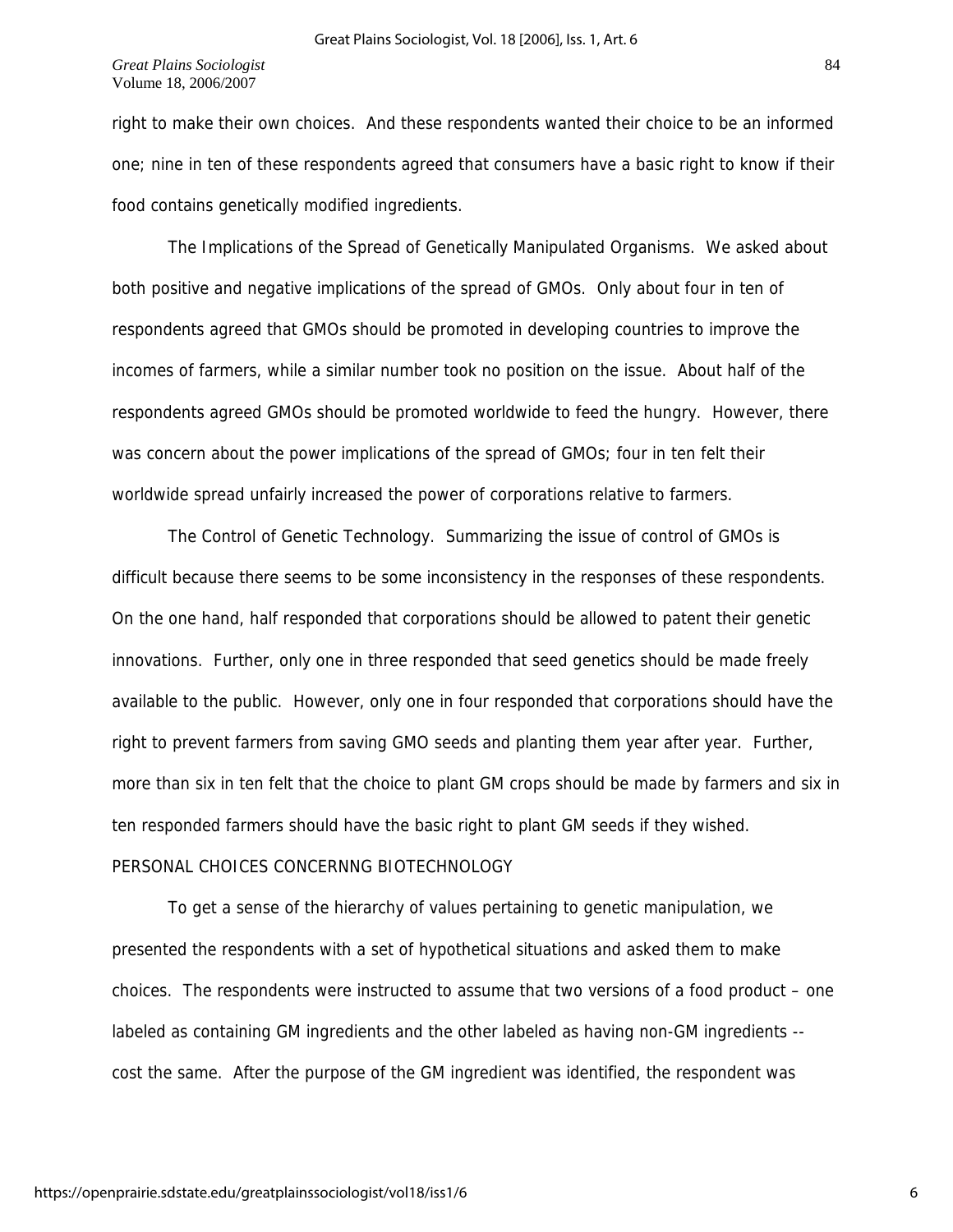right to make their own choices. And these respondents wanted their choice to be an informed one; nine in ten of these respondents agreed that consumers have a basic right to know if their food contains genetically modified ingredients.

The Implications of the Spread of Genetically Manipulated Organisms. We asked about both positive and negative implications of the spread of GMOs. Only about four in ten of respondents agreed that GMOs should be promoted in developing countries to improve the incomes of farmers, while a similar number took no position on the issue. About half of the respondents agreed GMOs should be promoted worldwide to feed the hungry. However, there was concern about the power implications of the spread of GMOs; four in ten felt their worldwide spread unfairly increased the power of corporations relative to farmers.

The Control of Genetic Technology. Summarizing the issue of control of GMOs is difficult because there seems to be some inconsistency in the responses of these respondents. On the one hand, half responded that corporations should be allowed to patent their genetic innovations. Further, only one in three responded that seed genetics should be made freely available to the public. However, only one in four responded that corporations should have the right to prevent farmers from saving GMO seeds and planting them year after year. Further, more than six in ten felt that the choice to plant GM crops should be made by farmers and six in ten responded farmers should have the basic right to plant GM seeds if they wished.

## PERSONAL CHOICES CONCERNNG BIOTECHNOLOGY

To get a sense of the hierarchy of values pertaining to genetic manipulation, we presented the respondents with a set of hypothetical situations and asked them to make choices. The respondents were instructed to assume that two versions of a food product – one labeled as containing GM ingredients and the other labeled as having non-GM ingredients -- cost the same. After the purpose of the GM ingredient was identified, the respondent was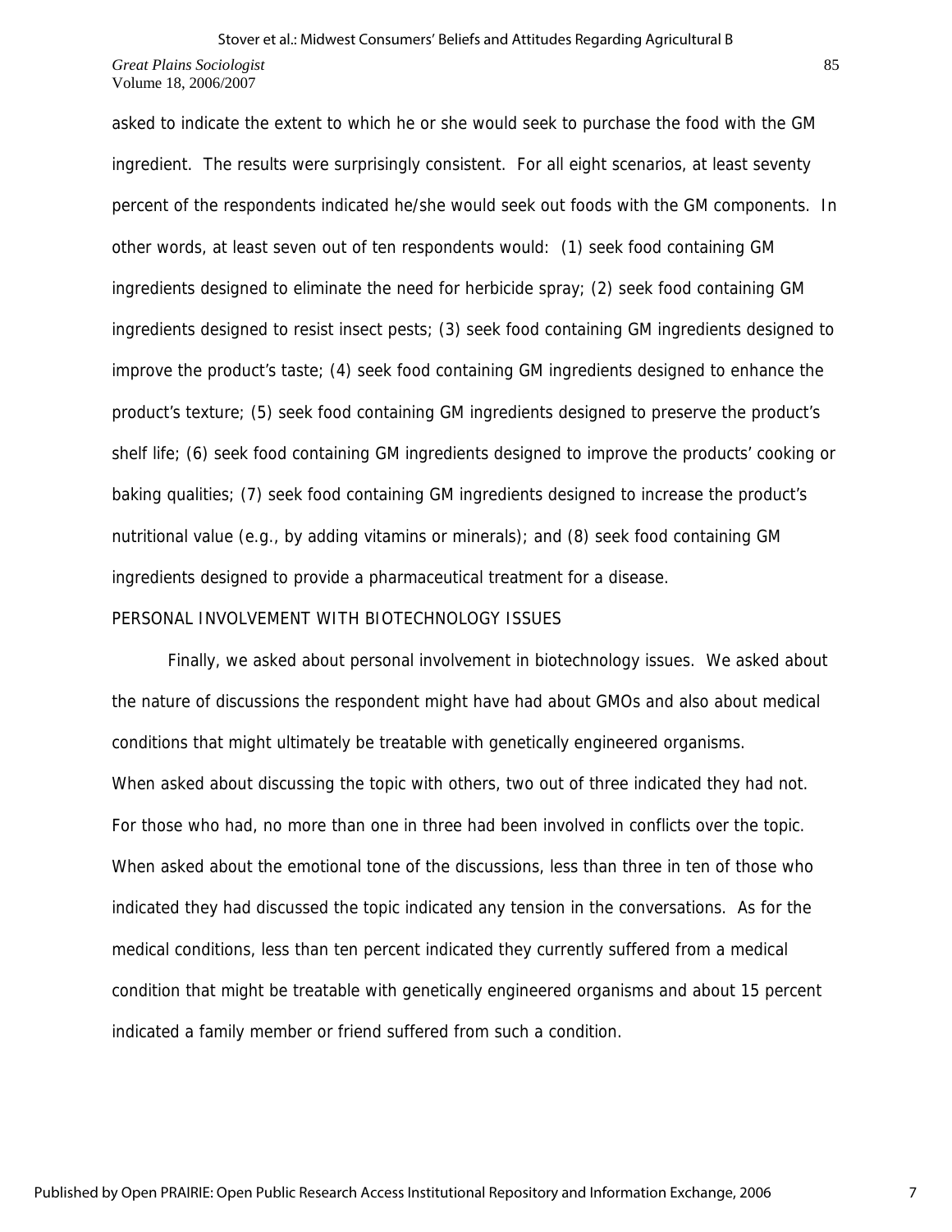asked to indicate the extent to which he or she would seek to purchase the food with the GM ingredient. The results were surprisingly consistent. For all eight scenarios, at least seventy percent of the respondents indicated he/she would seek out foods with the GM components. In other words, at least seven out of ten respondents would: (1) seek food containing GM ingredients designed to eliminate the need for herbicide spray; (2) seek food containing GM ingredients designed to resist insect pests; (3) seek food containing GM ingredients designed to improve the product's taste; (4) seek food containing GM ingredients designed to enhance the product's texture; (5) seek food containing GM ingredients designed to preserve the product's shelf life; (6) seek food containing GM ingredients designed to improve the products' cooking or baking qualities; (7) seek food containing GM ingredients designed to increase the product's nutritional value (e.g., by adding vitamins or minerals); and (8) seek food containing GM ingredients designed to provide a pharmaceutical treatment for a disease.

## PERSONAL INVOLVEMENT WITH BIOTECHNOLOGY ISSUES

Finally, we asked about personal involvement in biotechnology issues. We asked about the nature of discussions the respondent might have had about GMOs and also about medical conditions that might ultimately be treatable with genetically engineered organisms.

When asked about discussing the topic with others, two out of three indicated they had not. For those who had, no more than one in three had been involved in conflicts over the topic. When asked about the emotional tone of the discussions, less than three in ten of those who indicated they had discussed the topic indicated any tension in the conversations. As for the medical conditions, less than ten percent indicated they currently suffered from a medical condition that might be treatable with genetically engineered organisms and about 15 percent indicated a family member or friend suffered from such a condition.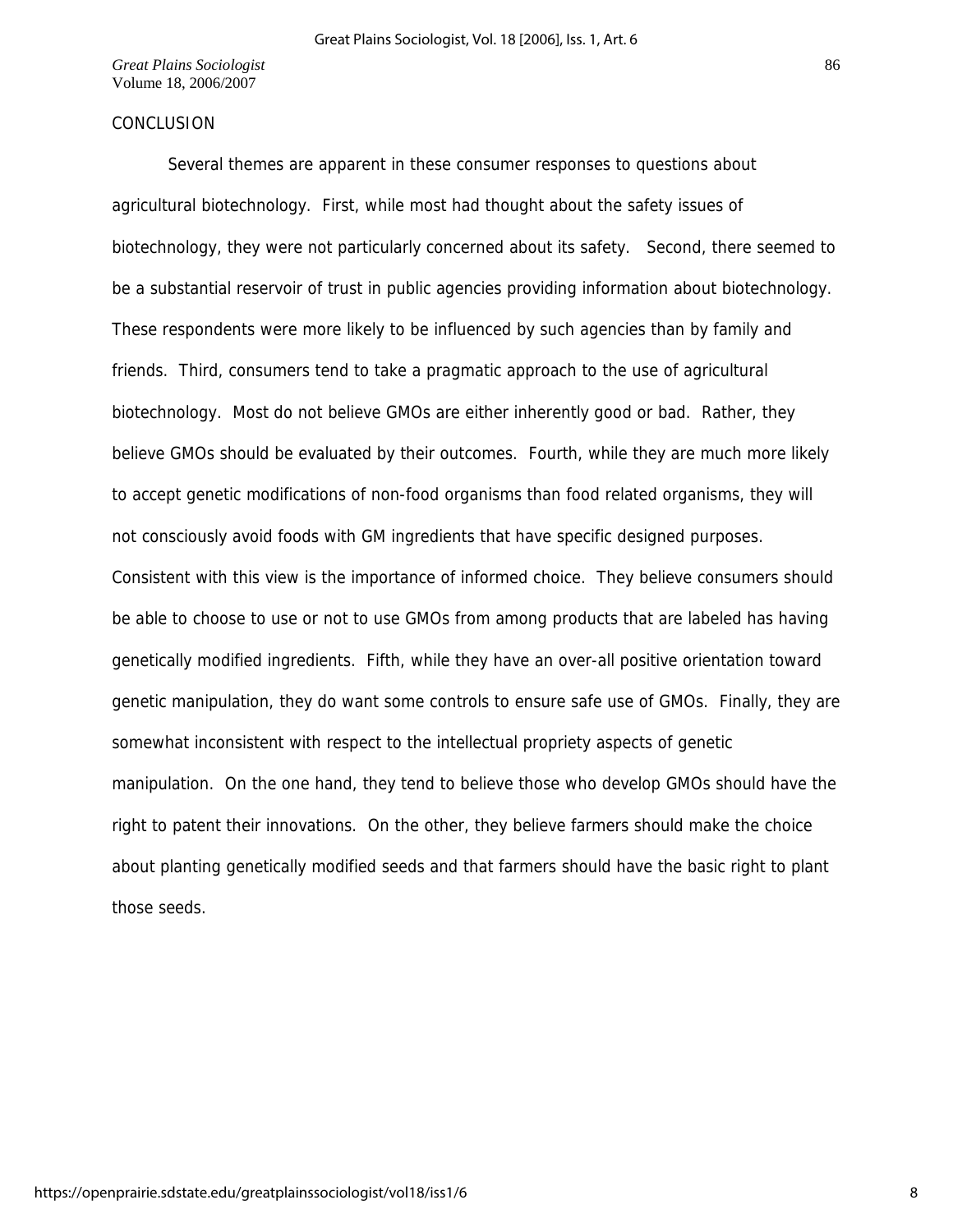## CONCLUSION

Several themes are apparent in these consumer responses to questions about agricultural biotechnology. First, while most had thought about the safety issues of biotechnology, they were not particularly concerned about its safety. Second, there seemed to be a substantial reservoir of trust in public agencies providing information about biotechnology. These respondents were more likely to be influenced by such agencies than by family and friends. Third, consumers tend to take a pragmatic approach to the use of agricultural biotechnology. Most do not believe GMOs are either inherently good or bad. Rather, they believe GMOs should be evaluated by their outcomes. Fourth, while they are much more likely to accept genetic modifications of non-food organisms than food related organisms, they will not consciously avoid foods with GM ingredients that have specific designed purposes. Consistent with this view is the importance of informed choice. They believe consumers should be able to choose to use or not to use GMOs from among products that are labeled has having genetically modified ingredients. Fifth, while they have an over-all positive orientation toward genetic manipulation, they do want some controls to ensure safe use of GMOs. Finally, they are somewhat inconsistent with respect to the intellectual propriety aspects of genetic manipulation. On the one hand, they tend to believe those who develop GMOs should have the right to patent their innovations. On the other, they believe farmers should make the choice about planting genetically modified seeds and that farmers should have the basic right to plant those seeds.